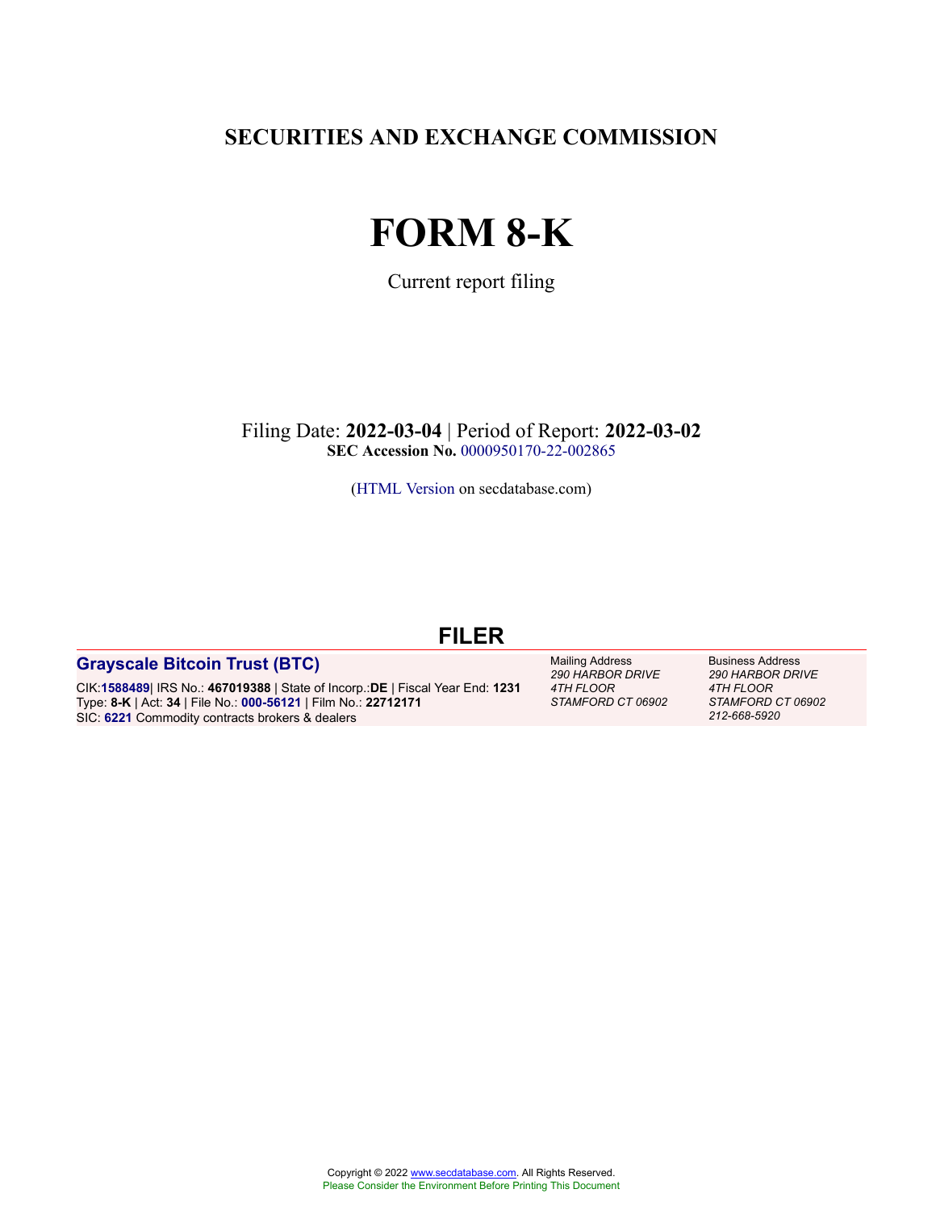# SECURITIES AND EXCHANGE COMMISSION

# FORM 8-K

Current report filing

Filing Date: **2022-03-04** | Period of Report: **2022-03-02**
**SEC Accession No.** 0000950170-22-002865

(HTML Version on secdatabase.com)

## FILER

**Grayscale Bitcoin Trust (BTC)**

CIK:**1588489**| IRS No.: **467019388** | State of Incorp.:**DE** | Fiscal Year End: **1231**
Type: **8-K** | Act: **34** | File No.: **000-56121** | Film No.: **22712171**
SIC: **6221** Commodity contracts brokers & dealers

Mailing Address
*290 HARBOR DRIVE*
*4TH FLOOR*
*STAMFORD CT 06902*

Business Address
*290 HARBOR DRIVE*
*4TH FLOOR*
*STAMFORD CT 06902*
*212-668-5920*

Copyright © 2022 www.secdatabase.com. All Rights Reserved.
Please Consider the Environment Before Printing This Document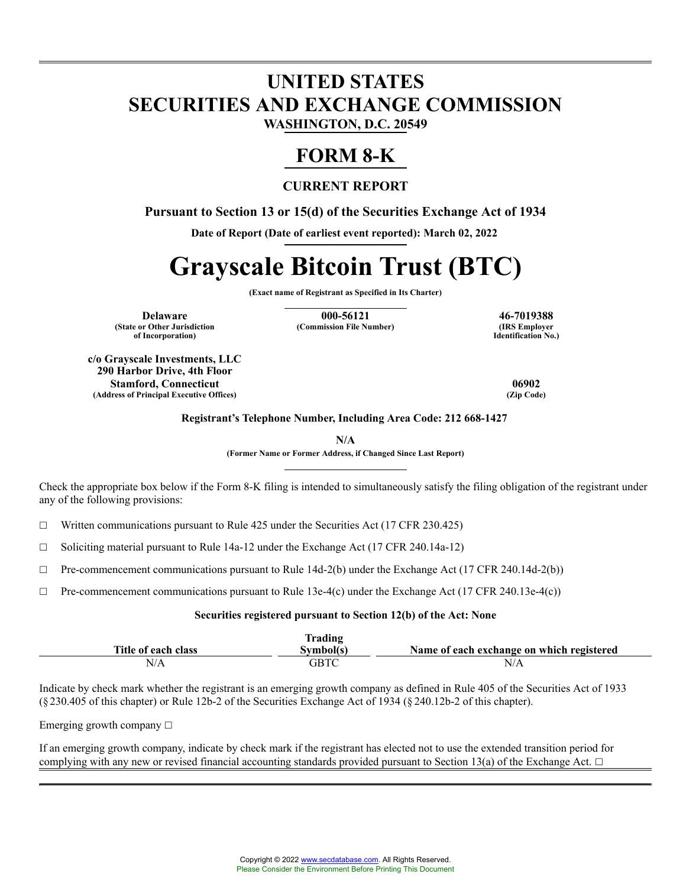# UNITED STATES
# SECURITIES AND EXCHANGE COMMISSION

**WASHINGTON, D.C. 20549**

# FORM 8-K

**CURRENT REPORT**

**Pursuant to Section 13 or 15(d) of the Securities Exchange Act of 1934**

**Date of Report (Date of earliest event reported): March 02, 2022**

# Grayscale Bitcoin Trust (BTC)

**(Exact name of Registrant as Specified in Its Charter)**

| **Delaware** | **000-56121** | **46-7019388** |
|---|---|---|
| **(State or Other Jurisdiction of Incorporation)** | **(Commission File Number)** | **(IRS Employer Identification No.)** |

**c/o Grayscale Investments, LLC**
**290 Harbor Drive, 4th Floor**
**Stamford, Connecticut** **06902**
**(Address of Principal Executive Offices)** **(Zip Code)**

**Registrant's Telephone Number, Including Area Code: 212 668-1427**

**N/A**
**(Former Name or Former Address, if Changed Since Last Report)**

Check the appropriate box below if the Form 8-K filing is intended to simultaneously satisfy the filing obligation of the registrant under any of the following provisions:

☐ Written communications pursuant to Rule 425 under the Securities Act (17 CFR 230.425)

☐ Soliciting material pursuant to Rule 14a-12 under the Exchange Act (17 CFR 240.14a-12)

☐ Pre-commencement communications pursuant to Rule 14d-2(b) under the Exchange Act (17 CFR 240.14d-2(b))

☐ Pre-commencement communications pursuant to Rule 13e-4(c) under the Exchange Act (17 CFR 240.13e-4(c))

**Securities registered pursuant to Section 12(b) of the Act: None**

| Title of each class | Trading Symbol(s) | Name of each exchange on which registered |
|---|---|---|
| N/A | GBTC | N/A |

Indicate by check mark whether the registrant is an emerging growth company as defined in Rule 405 of the Securities Act of 1933 (§230.405 of this chapter) or Rule 12b-2 of the Securities Exchange Act of 1934 (§240.12b-2 of this chapter).

Emerging growth company ☐

If an emerging growth company, indicate by check mark if the registrant has elected not to use the extended transition period for complying with any new or revised financial accounting standards provided pursuant to Section 13(a) of the Exchange Act. ☐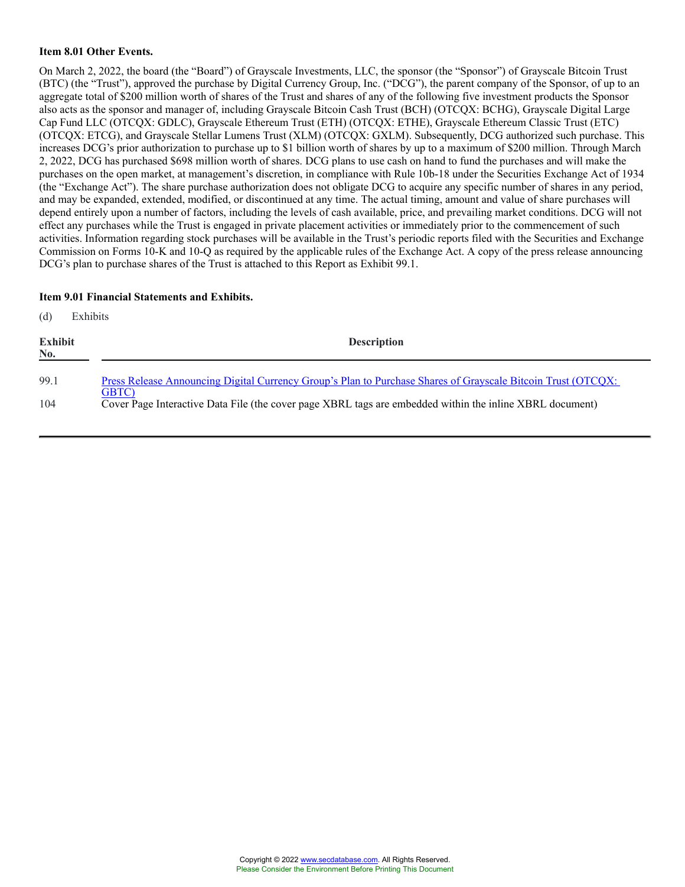**Item 8.01 Other Events.**

On March 2, 2022, the board (the "Board") of Grayscale Investments, LLC, the sponsor (the "Sponsor") of Grayscale Bitcoin Trust (BTC) (the "Trust"), approved the purchase by Digital Currency Group, Inc. ("DCG"), the parent company of the Sponsor, of up to an aggregate total of $200 million worth of shares of the Trust and shares of any of the following five investment products the Sponsor also acts as the sponsor and manager of, including Grayscale Bitcoin Cash Trust (BCH) (OTCQX: BCHG), Grayscale Digital Large Cap Fund LLC (OTCQX: GDLC), Grayscale Ethereum Trust (ETH) (OTCQX: ETHE), Grayscale Ethereum Classic Trust (ETC) (OTCQX: ETCG), and Grayscale Stellar Lumens Trust (XLM) (OTCQX: GXLM). Subsequently, DCG authorized such purchase. This increases DCG's prior authorization to purchase up to $1 billion worth of shares by up to a maximum of $200 million. Through March 2, 2022, DCG has purchased $698 million worth of shares. DCG plans to use cash on hand to fund the purchases and will make the purchases on the open market, at management's discretion, in compliance with Rule 10b-18 under the Securities Exchange Act of 1934 (the "Exchange Act"). The share purchase authorization does not obligate DCG to acquire any specific number of shares in any period, and may be expanded, extended, modified, or discontinued at any time. The actual timing, amount and value of share purchases will depend entirely upon a number of factors, including the levels of cash available, price, and prevailing market conditions. DCG will not effect any purchases while the Trust is engaged in private placement activities or immediately prior to the commencement of such activities. Information regarding stock purchases will be available in the Trust's periodic reports filed with the Securities and Exchange Commission on Forms 10-K and 10-Q as required by the applicable rules of the Exchange Act. A copy of the press release announcing DCG's plan to purchase shares of the Trust is attached to this Report as Exhibit 99.1.

**Item 9.01 Financial Statements and Exhibits.**

(d) Exhibits

| Exhibit No. | Description |
| --- | --- |
| 99.1 | Press Release Announcing Digital Currency Group's Plan to Purchase Shares of Grayscale Bitcoin Trust (OTCQX: GBTC) |
| 104 | Cover Page Interactive Data File (the cover page XBRL tags are embedded within the inline XBRL document) |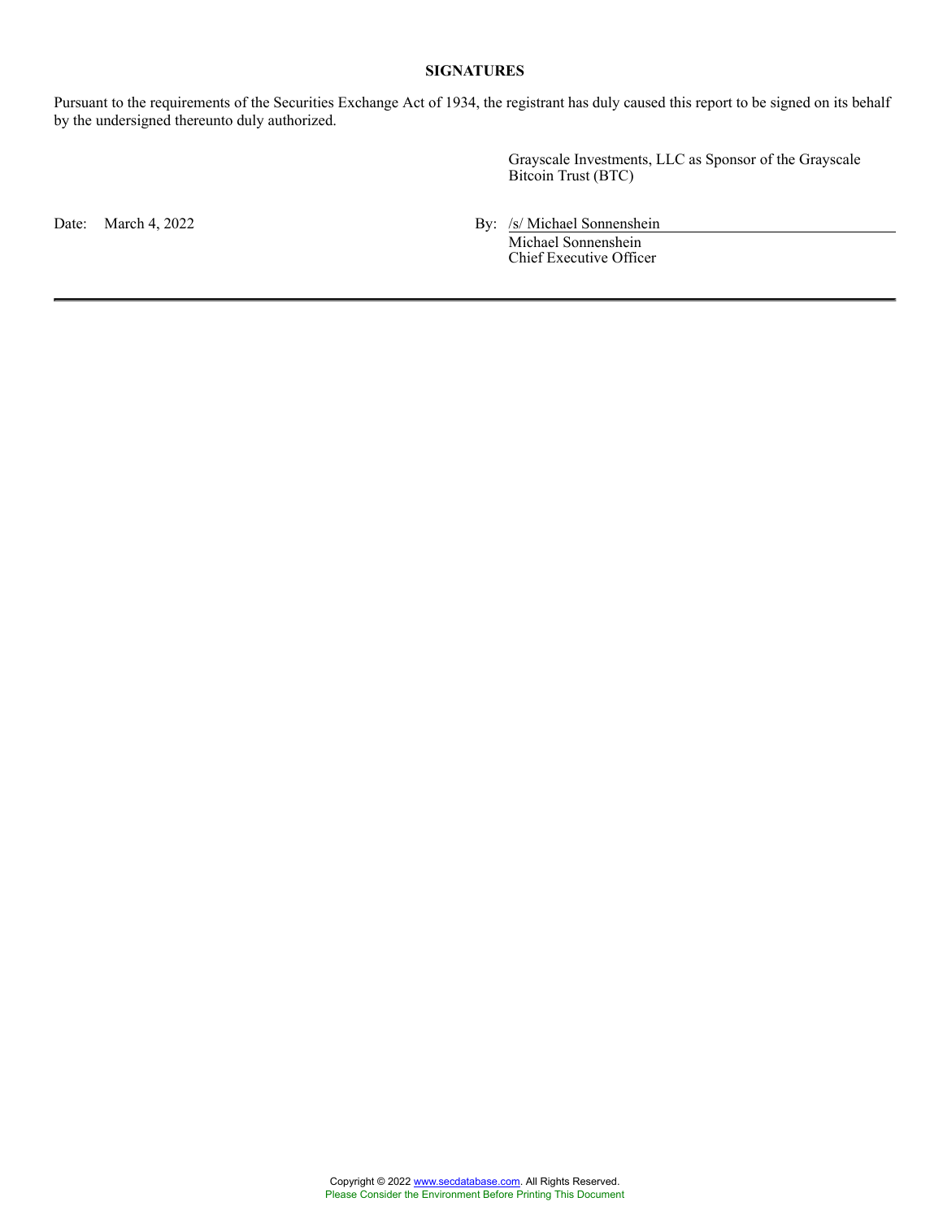**SIGNATURES**

Pursuant to the requirements of the Securities Exchange Act of 1934, the registrant has duly caused this report to be signed on its behalf by the undersigned thereunto duly authorized.

Grayscale Investments, LLC as Sponsor of the Grayscale Bitcoin Trust (BTC)

Date: March 4, 2022

By: /s/ Michael Sonnenshein
Michael Sonnenshein
Chief Executive Officer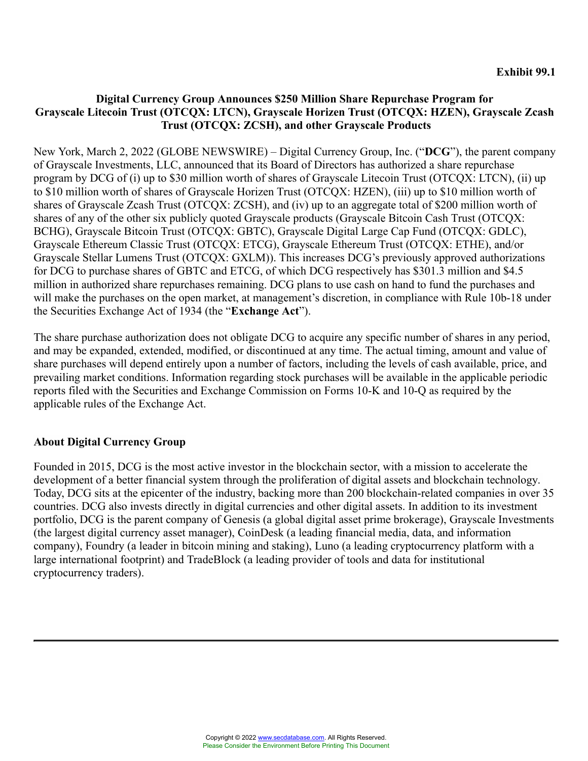**Exhibit 99.1**

## Digital Currency Group Announces $250 Million Share Repurchase Program for Grayscale Litecoin Trust (OTCQX: LTCN), Grayscale Horizen Trust (OTCQX: HZEN), Grayscale Zcash Trust (OTCQX: ZCSH), and other Grayscale Products

New York, March 2, 2022 (GLOBE NEWSWIRE) – Digital Currency Group, Inc. (“**DCG**”), the parent company of Grayscale Investments, LLC, announced that its Board of Directors has authorized a share repurchase program by DCG of (i) up to $30 million worth of shares of Grayscale Litecoin Trust (OTCQX: LTCN), (ii) up to $10 million worth of shares of Grayscale Horizen Trust (OTCQX: HZEN), (iii) up to $10 million worth of shares of Grayscale Zcash Trust (OTCQX: ZCSH), and (iv) up to an aggregate total of $200 million worth of shares of any of the other six publicly quoted Grayscale products (Grayscale Bitcoin Cash Trust (OTCQX: BCHG), Grayscale Bitcoin Trust (OTCQX: GBTC), Grayscale Digital Large Cap Fund (OTCQX: GDLC), Grayscale Ethereum Classic Trust (OTCQX: ETCG), Grayscale Ethereum Trust (OTCQX: ETHE), and/or Grayscale Stellar Lumens Trust (OTCQX: GXLM)). This increases DCG’s previously approved authorizations for DCG to purchase shares of GBTC and ETCG, of which DCG respectively has $301.3 million and $4.5 million in authorized share repurchases remaining. DCG plans to use cash on hand to fund the purchases and will make the purchases on the open market, at management’s discretion, in compliance with Rule 10b-18 under the Securities Exchange Act of 1934 (the “**Exchange Act**”).

The share purchase authorization does not obligate DCG to acquire any specific number of shares in any period, and may be expanded, extended, modified, or discontinued at any time. The actual timing, amount and value of share purchases will depend entirely upon a number of factors, including the levels of cash available, price, and prevailing market conditions. Information regarding stock purchases will be available in the applicable periodic reports filed with the Securities and Exchange Commission on Forms 10-K and 10-Q as required by the applicable rules of the Exchange Act.

### About Digital Currency Group

Founded in 2015, DCG is the most active investor in the blockchain sector, with a mission to accelerate the development of a better financial system through the proliferation of digital assets and blockchain technology. Today, DCG sits at the epicenter of the industry, backing more than 200 blockchain-related companies in over 35 countries. DCG also invests directly in digital currencies and other digital assets. In addition to its investment portfolio, DCG is the parent company of Genesis (a global digital asset prime brokerage), Grayscale Investments (the largest digital currency asset manager), CoinDesk (a leading financial media, data, and information company), Foundry (a leader in bitcoin mining and staking), Luno (a leading cryptocurrency platform with a large international footprint) and TradeBlock (a leading provider of tools and data for institutional cryptocurrency traders).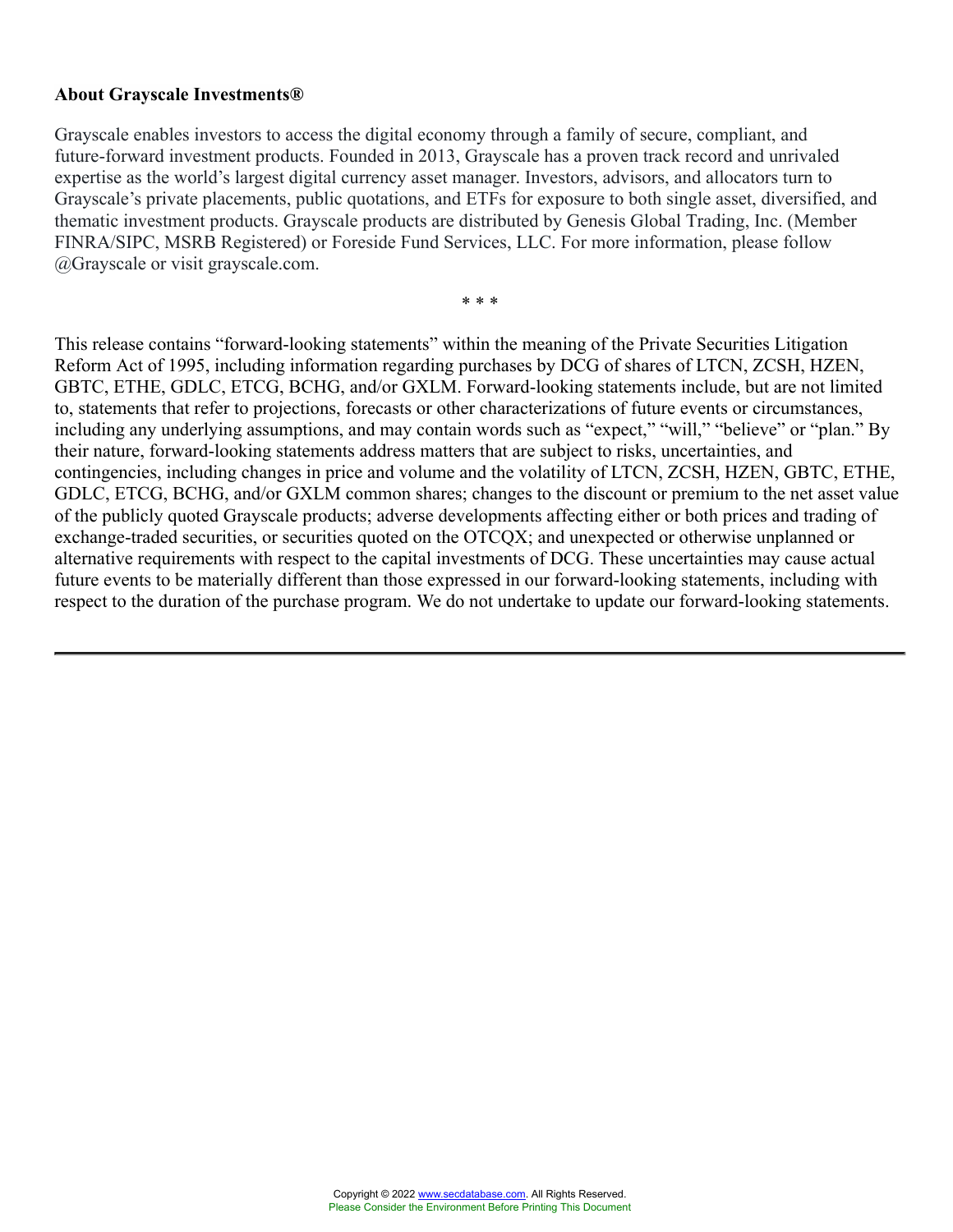**About Grayscale Investments®**

Grayscale enables investors to access the digital economy through a family of secure, compliant, and future-forward investment products. Founded in 2013, Grayscale has a proven track record and unrivaled expertise as the world's largest digital currency asset manager. Investors, advisors, and allocators turn to Grayscale's private placements, public quotations, and ETFs for exposure to both single asset, diversified, and thematic investment products. Grayscale products are distributed by Genesis Global Trading, Inc. (Member FINRA/SIPC, MSRB Registered) or Foreside Fund Services, LLC. For more information, please follow @Grayscale or visit grayscale.com.

* * *

This release contains "forward-looking statements" within the meaning of the Private Securities Litigation Reform Act of 1995, including information regarding purchases by DCG of shares of LTCN, ZCSH, HZEN, GBTC, ETHE, GDLC, ETCG, BCHG, and/or GXLM. Forward-looking statements include, but are not limited to, statements that refer to projections, forecasts or other characterizations of future events or circumstances, including any underlying assumptions, and may contain words such as "expect," "will," "believe" or "plan." By their nature, forward-looking statements address matters that are subject to risks, uncertainties, and contingencies, including changes in price and volume and the volatility of LTCN, ZCSH, HZEN, GBTC, ETHE, GDLC, ETCG, BCHG, and/or GXLM common shares; changes to the discount or premium to the net asset value of the publicly quoted Grayscale products; adverse developments affecting either or both prices and trading of exchange-traded securities, or securities quoted on the OTCQX; and unexpected or otherwise unplanned or alternative requirements with respect to the capital investments of DCG. These uncertainties may cause actual future events to be materially different than those expressed in our forward-looking statements, including with respect to the duration of the purchase program. We do not undertake to update our forward-looking statements.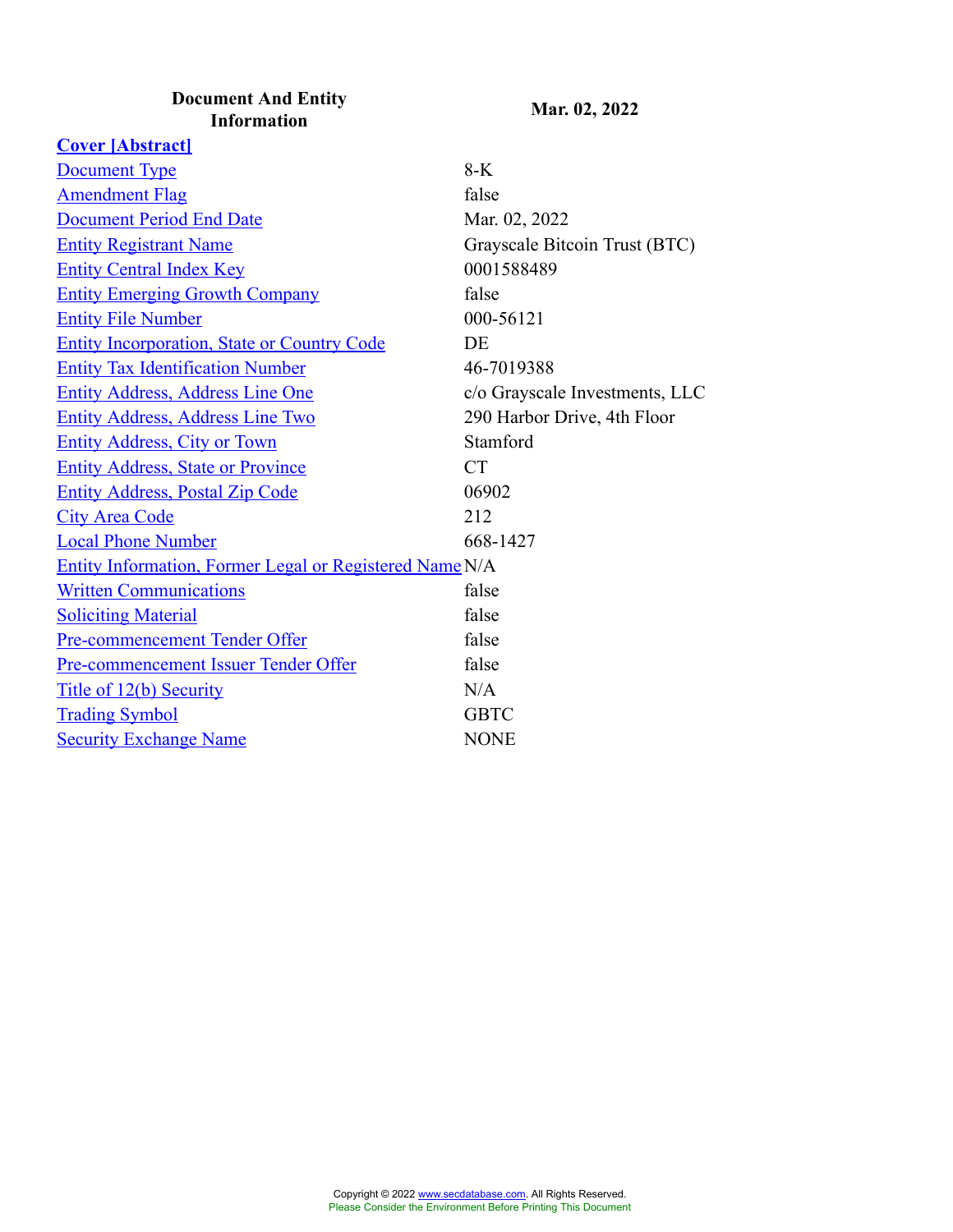| Document And Entity Information | Mar. 02, 2022 |
| --- | --- |
| **Cover [Abstract]** | |
| Document Type | 8-K |
| Amendment Flag | false |
| Document Period End Date | Mar. 02, 2022 |
| Entity Registrant Name | Grayscale Bitcoin Trust (BTC) |
| Entity Central Index Key | 0001588489 |
| Entity Emerging Growth Company | false |
| Entity File Number | 000-56121 |
| Entity Incorporation, State or Country Code | DE |
| Entity Tax Identification Number | 46-7019388 |
| Entity Address, Address Line One | c/o Grayscale Investments, LLC |
| Entity Address, Address Line Two | 290 Harbor Drive, 4th Floor |
| Entity Address, City or Town | Stamford |
| Entity Address, State or Province | CT |
| Entity Address, Postal Zip Code | 06902 |
| City Area Code | 212 |
| Local Phone Number | 668-1427 |
| Entity Information, Former Legal or Registered Name | N/A |
| Written Communications | false |
| Soliciting Material | false |
| Pre-commencement Tender Offer | false |
| Pre-commencement Issuer Tender Offer | false |
| Title of 12(b) Security | N/A |
| Trading Symbol | GBTC |
| Security Exchange Name | NONE |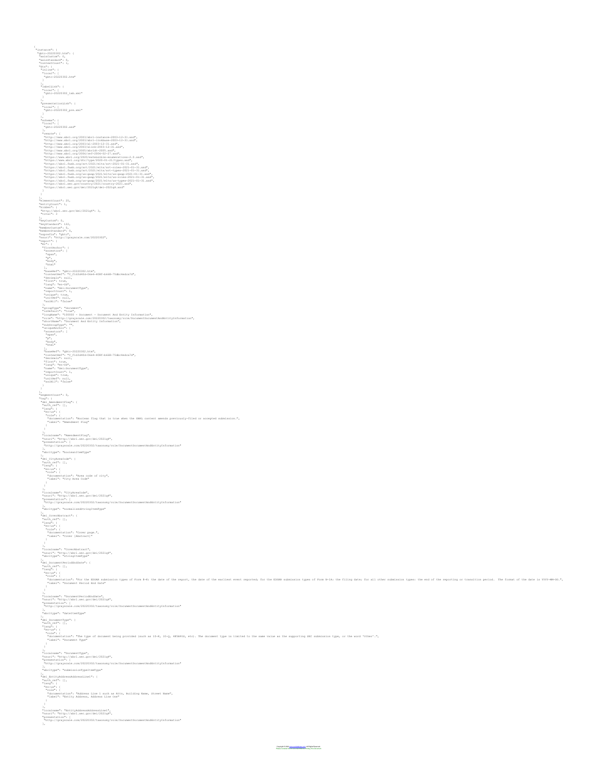```
{
 "instance": {
  "gbtc-20220302.htm": {
   "axisCustom": 0,
   "axisStandard": 0,
   "contextCount": 1,
   "dts": {
    "inline": {
     "local": [
      "gbtc-20220302.htm"
     ]
    },
    "labelLink": {
     "local": [
      "gbtc-20220302_lab.xml"
     ]
    },
    "presentationLink": {
     "local": [
      "gbtc-20220302_pre.xml"
     ]
    },
    "schema": {
     "local": [
      "gbtc-20220302.xsd"
     ],
     "remote": [
      "http://www.xbrl.org/2003/xbrl-instance-2003-12-31.xsd",
      "http://www.xbrl.org/2003/xbrl-linkbase-2003-12-31.xsd",
      "http://www.xbrl.org/2003/xl-2003-12-31.xsd",
      "http://www.xbrl.org/2003/xlink-2003-12-31.xsd",
      "http://www.xbrl.org/2005/xbrldt-2005.xsd",
      "http://www.xbrl.org/2006/ref-2006-02-27.xsd",
      "https://www.xbrl.org/2020/extensible-enumerations-2.0.xsd",
      "https://www.xbrl.org/dtr/type/2020-01-21/types.xsd",
      "https://xbrl.fasb.org/srt/2021/elts/srt-2021-01-31.xsd",
      "https://xbrl.fasb.org/srt/2021/elts/srt-roles-2021-01-31.xsd",
      "https://xbrl.fasb.org/srt/2021/elts/srt-types-2021-01-31.xsd",
      "https://xbrl.fasb.org/us-gaap/2021/elts/us-gaap-2021-01-31.xsd",
      "https://xbrl.fasb.org/us-gaap/2021/elts/us-roles-2021-01-31.xsd",
      "https://xbrl.fasb.org/us-gaap/2021/elts/us-types-2021-01-31.xsd",
      "https://xbrl.sec.gov/country/2021/country-2021.xsd",
      "https://xbrl.sec.gov/dei/2021q4/dei-2021q4.xsd"
     ]
    }
   },
   "elementCount": 35,
   "entityCount": 1,
   "hidden": {
    "http://xbrl.sec.gov/dei/2021q4": 3,
    "total": 3
   },
   "keyCustom": 0,
   "keyStandard": 122,
   "memberCustom": 0,
   "memberStandard": 0,
   "nsprefix": "gbtc",
   "nsuri": "http://grayscale.com/20220302",
   "report": {
    "R1": {
     "firstAnchor": {
      "ancestors": [
       "span",
       "p",
       "body",
       "html"
      ],
      "baseRef": "gbtc-20220302.htm",
      "contextRef": "C_f1d3d858-04e4-408f-b668-75dbc4edca7d",
      "decimals": null,
      "first": true,
      "lang": "en-US",
      "name": "dei:DocumentType",
      "reportCount": 1,
      "unique": true,
      "unitRef": null,
      "xsiNil": "false"
     },
     "groupType": "document",
     "isDefault": "true",
     "longName": "100000 - Document - Document And Entity Information",
     "role": "http://grayscale.com/20220302/taxonomy/role/DocumentDocumentAndEntityInformation",
     "shortName": "Document And Entity Information",
     "subGroupType": "",
     "uniqueAnchor": {
      "ancestors": [
       "span",
       "p",
       "body",
       "html"
      ],
      "baseRef": "gbtc-20220302.htm",
      "contextRef": "C_f1d3d858-04e4-408f-b668-75dbc4edca7d",
      "decimals": null,
      "first": true,
      "lang": "en-US",
      "name": "dei:DocumentType",
      "reportCount": 1,
      "unique": true,
      "unitRef": null,
      "xsiNil": "false"
     }
    }
   },
   "segmentCount": 0,
   "tag": {
    "dei_AmendmentFlag": {
     "auth_ref": [],
     "lang": {
      "en-us": {
       "role": {
        "documentation": "Boolean flag that is true when the XBRL content amends previously-filed or accepted submission.",
        "label": "Amendment Flag"
       }
      }
     },
     "localname": "AmendmentFlag",
     "nsuri": "http://xbrl.sec.gov/dei/2021q4",
     "presentation": [
      "http://grayscale.com/20220302/taxonomy/role/DocumentDocumentAndEntityInformation"
     ],
     "xbrltype": "booleanItemType"
    },
    "dei_CityAreaCode": {
     "auth_ref": [],
     "lang": {
      "en-us": {
       "role": {
        "documentation": "Area code of city",
        "label": "City Area Code"
       }
      }
     },
     "localname": "CityAreaCode",
     "nsuri": "http://xbrl.sec.gov/dei/2021q4",
     "presentation": [
      "http://grayscale.com/20220302/taxonomy/role/DocumentDocumentAndEntityInformation"
     ],
     "xbrltype": "normalizedStringItemType"
    },
    "dei_CoverAbstract": {
     "auth_ref": [],
     "lang": {
      "en-us": {
       "role": {
        "documentation": "Cover page.",
        "label": "Cover [Abstract]"
       }
      }
     },
     "localname": "CoverAbstract",
     "nsuri": "http://xbrl.sec.gov/dei/2021q4",
     "xbrltype": "stringItemType"
    },
    "dei_DocumentPeriodEndDate": {
     "auth_ref": [],
     "lang": {
      "en-us": {
       "role": {
        "documentation": "For the EDGAR submission types of Form 8-K: the date of the report, the date of the earliest event reported; for the EDGAR submission types of Form N-1A: the filing date; for all other submission types: the end of the reporting or transition period.  The format of the date is YYYY-MM-DD.",
        "label": "Document Period End Date"
       }
      }
     },
     "localname": "DocumentPeriodEndDate",
     "nsuri": "http://xbrl.sec.gov/dei/2021q4",
     "presentation": [
      "http://grayscale.com/20220302/taxonomy/role/DocumentDocumentAndEntityInformation"
     ],
     "xbrltype": "dateItemType"
    },
    "dei_DocumentType": {
     "auth_ref": [],
     "lang": {
      "en-us": {
       "role": {
        "documentation": "The type of document being provided (such as 10-K, 10-Q, 485BPOS, etc). The document type is limited to the same value as the supporting SEC submission type, or the word 'Other'.",
        "label": "Document Type"
       }
      }
     },
     "localname": "DocumentType",
     "nsuri": "http://xbrl.sec.gov/dei/2021q4",
     "presentation": [
      "http://grayscale.com/20220302/taxonomy/role/DocumentDocumentAndEntityInformation"
     ],
     "xbrltype": "submissionTypeItemType"
    },
    "dei_EntityAddressAddressLine1": {
     "auth_ref": [],
     "lang": {
      "en-us": {
       "role": {
        "documentation": "Address Line 1 such as Attn, Building Name, Street Name",
        "label": "Entity Address, Address Line One"
       }
      }
     },
     "localname": "EntityAddressAddressLine1",
     "nsuri": "http://xbrl.sec.gov/dei/2021q4",
     "presentation": [
      "http://grayscale.com/20220302/taxonomy/role/DocumentDocumentAndEntityInformation"
     ],
```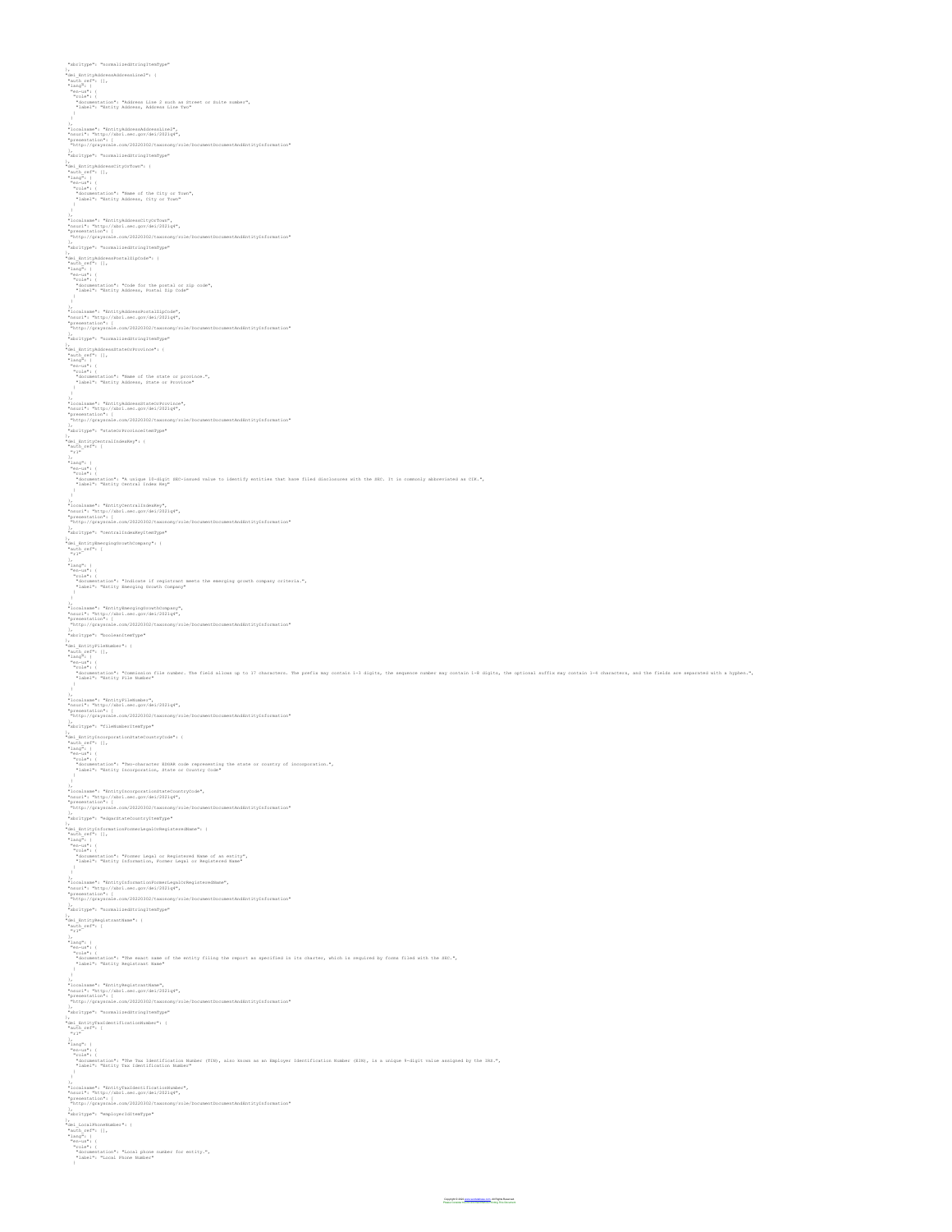```
"xbrltype": "normalizedStringItemType"
},
"dei_EntityAddressAddressLine2": {
 "auth_ref": [],
 "lang": {
  "en-us": {
   "role": {
    "documentation": "Address Line 2 such as Street or Suite number",
    "label": "Entity Address, Address Line Two"
   }
  }
 },
 "localname": "EntityAddressAddressLine2",
 "nsuri": "http://xbrl.sec.gov/dei/2021q4",
 "presentation": [
  "http://grayscale.com/20220302/taxonomy/role/DocumentDocumentAndEntityInformation"
 ],
 "xbrltype": "normalizedStringItemType"
},
"dei_EntityAddressCityOrTown": {
 "auth_ref": [],
 "lang": {
  "en-us": {
   "role": {
    "documentation": "Name of the City or Town",
    "label": "Entity Address, City or Town"
   }
  }
 },
 "localname": "EntityAddressCityOrTown",
 "nsuri": "http://xbrl.sec.gov/dei/2021q4",
 "presentation": [
  "http://grayscale.com/20220302/taxonomy/role/DocumentDocumentAndEntityInformation"
 ],
 "xbrltype": "normalizedStringItemType"
},
"dei_EntityAddressPostalZipCode": {
 "auth_ref": [],
 "lang": {
  "en-us": {
   "role": {
    "documentation": "Code for the postal or zip code",
    "label": "Entity Address, Postal Zip Code"
   }
  }
 },
 "localname": "EntityAddressPostalZipCode",
 "nsuri": "http://xbrl.sec.gov/dei/2021q4",
 "presentation": [
  "http://grayscale.com/20220302/taxonomy/role/DocumentDocumentAndEntityInformation"
 ],
 "xbrltype": "normalizedStringItemType"
},
"dei_EntityAddressStateOrProvince": {
 "auth_ref": [],
 "lang": {
  "en-us": {
   "role": {
    "documentation": "Name of the state or province.",
    "label": "Entity Address, State or Province"
   }
  }
 },
 "localname": "EntityAddressStateOrProvince",
 "nsuri": "http://xbrl.sec.gov/dei/2021q4",
 "presentation": [
  "http://grayscale.com/20220302/taxonomy/role/DocumentDocumentAndEntityInformation"
 ],
 "xbrltype": "stateOrProvinceItemType"
},
"dei_EntityCentralIndexKey": {
 "auth_ref": [
  "r1"
 ],
 "lang": {
  "en-us": {
   "role": {
    "documentation": "A unique 10-digit SEC-issued value to identify entities that have filed disclosures with the SEC. It is commonly abbreviated as CIK.",
    "label": "Entity Central Index Key"
   }
  }
 },
 "localname": "EntityCentralIndexKey",
 "nsuri": "http://xbrl.sec.gov/dei/2021q4",
 "presentation": [
  "http://grayscale.com/20220302/taxonomy/role/DocumentDocumentAndEntityInformation"
 ],
 "xbrltype": "centralIndexKeyItemType"
},
"dei_EntityEmergingGrowthCompany": {
 "auth_ref": [
  "r1"
 ],
 "lang": {
  "en-us": {
   "role": {
    "documentation": "Indicate if registrant meets the emerging growth company criteria.",
    "label": "Entity Emerging Growth Company"
   }
  }
 },
 "localname": "EntityEmergingGrowthCompany",
 "nsuri": "http://xbrl.sec.gov/dei/2021q4",
 "presentation": [
  "http://grayscale.com/20220302/taxonomy/role/DocumentDocumentAndEntityInformation"
 ],
 "xbrltype": "booleanItemType"
},
"dei_EntityFileNumber": {
 "auth_ref": [],
 "lang": {
  "en-us": {
   "role": {
    "documentation": "Commission file number. The field allows up to 17 characters. The prefix may contain 1-3 digits, the sequence number may contain 1-8 digits, the optional suffix may contain 1-4 characters, and the fields are separated with a hyphen.",
    "label": "Entity File Number"
   }
  }
 },
 "localname": "EntityFileNumber",
 "nsuri": "http://xbrl.sec.gov/dei/2021q4",
 "presentation": [
  "http://grayscale.com/20220302/taxonomy/role/DocumentDocumentAndEntityInformation"
 ],
 "xbrltype": "fileNumberItemType"
},
"dei_EntityIncorporationStateCountryCode": {
 "auth_ref": [],
 "lang": {
  "en-us": {
   "role": {
    "documentation": "Two-character EDGAR code representing the state or country of incorporation.",
    "label": "Entity Incorporation, State or Country Code"
   }
  }
 },
 "localname": "EntityIncorporationStateCountryCode",
 "nsuri": "http://xbrl.sec.gov/dei/2021q4",
 "presentation": [
  "http://grayscale.com/20220302/taxonomy/role/DocumentDocumentAndEntityInformation"
 ],
 "xbrltype": "edgarStateCountryItemType"
},
"dei_EntityInformationFormerLegalOrRegisteredName": {
 "auth_ref": [],
 "lang": {
  "en-us": {
   "role": {
    "documentation": "Former Legal or Registered Name of an entity",
    "label": "Entity Information, Former Legal or Registered Name"
   }
  }
 },
 "localname": "EntityInformationFormerLegalOrRegisteredName",
 "nsuri": "http://xbrl.sec.gov/dei/2021q4",
 "presentation": [
  "http://grayscale.com/20220302/taxonomy/role/DocumentDocumentAndEntityInformation"
 ],
 "xbrltype": "normalizedStringItemType"
},
"dei_EntityRegistrantName": {
 "auth_ref": [
  "r1"
 ],
 "lang": {
  "en-us": {
   "role": {
    "documentation": "The exact name of the entity filing the report as specified in its charter, which is required by forms filed with the SEC.",
    "label": "Entity Registrant Name"
   }
  }
 },
 "localname": "EntityRegistrantName",
 "nsuri": "http://xbrl.sec.gov/dei/2021q4",
 "presentation": [
  "http://grayscale.com/20220302/taxonomy/role/DocumentDocumentAndEntityInformation"
 ],
 "xbrltype": "normalizedStringItemType"
},
"dei_EntityTaxIdentificationNumber": {
 "auth_ref": [
  "r1"
 ],
 "lang": {
  "en-us": {
   "role": {
    "documentation": "The Tax Identification Number (TIN), also known as an Employer Identification Number (EIN), is a unique 9-digit value assigned by the IRS.",
    "label": "Entity Tax Identification Number"
   }
  }
 },
 "localname": "EntityTaxIdentificationNumber",
 "nsuri": "http://xbrl.sec.gov/dei/2021q4",
 "presentation": [
  "http://grayscale.com/20220302/taxonomy/role/DocumentDocumentAndEntityInformation"
 ],
 "xbrltype": "employerIdItemType"
},
"dei_LocalPhoneNumber": {
 "auth_ref": [],
 "lang": {
  "en-us": {
   "role": {
    "documentation": "Local phone number for entity.",
    "label": "Local Phone Number"
   }
```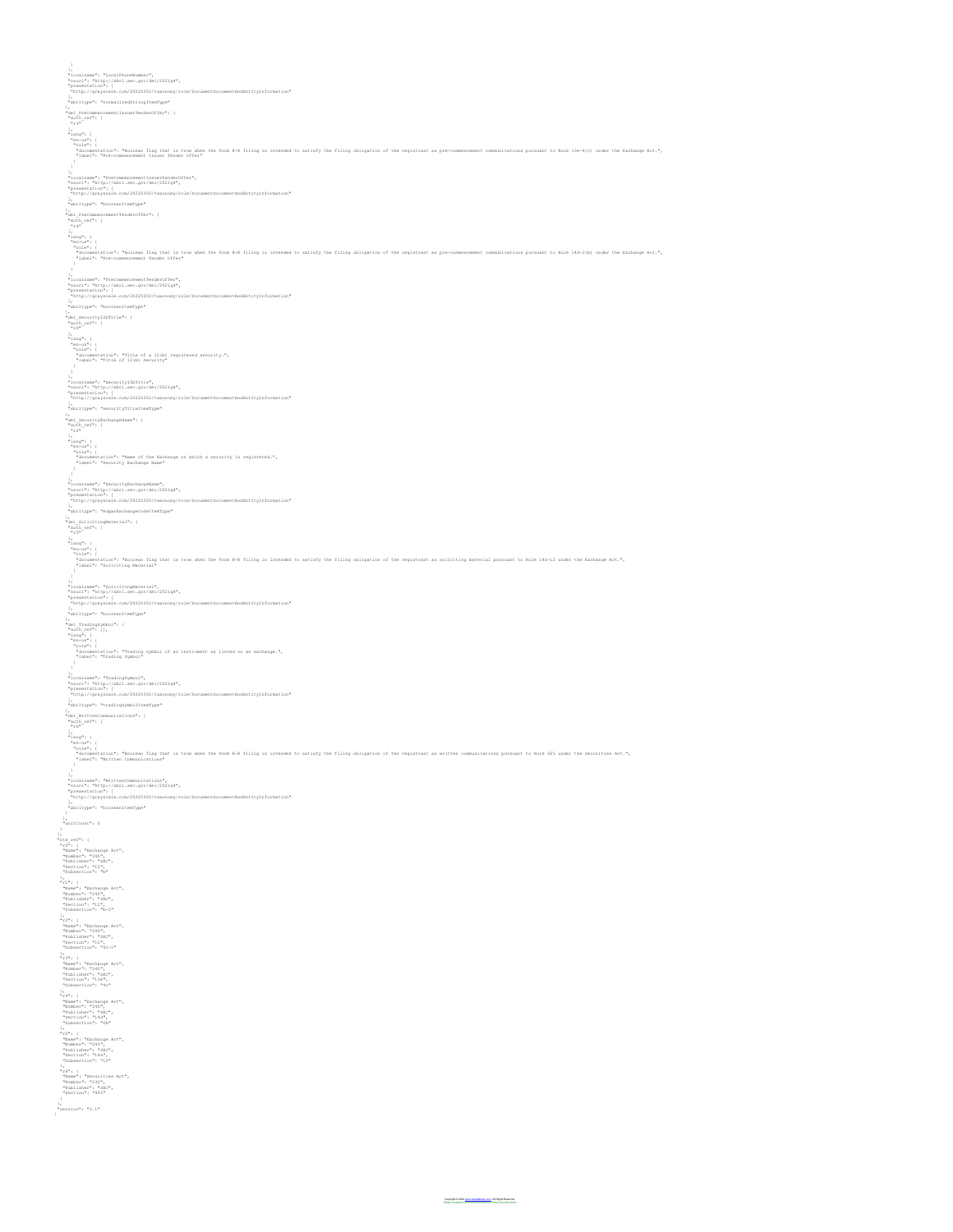```
      }
     },
     "localname": "LocalPhoneNumber",
     "nsuri": "http://xbrl.sec.gov/dei/2021q4",
     "presentation": [
      "http://grayscale.com/20220302/taxonomy/role/DocumentDocumentAndEntityInformation"
     ],
     "xbrltype": "normalizedStringItemType"
    },
    "dei_PreCommencementIssuerTenderOffer": {
     "auth_ref": [
      "r3"
     ],
     "lang": {
      "en-us": {
       "role": {
        "documentation": "Boolean flag that is true when the Form 8-K filing is intended to satisfy the filing obligation of the registrant as pre-commencement communications pursuant to Rule 13e-4(c) under the Exchange Act.",
        "label": "Pre-commencement Issuer Tender Offer"
       }
      }
     },
     "localname": "PreCommencementIssuerTenderOffer",
     "nsuri": "http://xbrl.sec.gov/dei/2021q4",
     "presentation": [
      "http://grayscale.com/20220302/taxonomy/role/DocumentDocumentAndEntityInformation"
     ],
     "xbrltype": "booleanItemType"
    },
    "dei_PreCommencementTenderOffer": {
     "auth_ref": [
      "r4"
     ],
     "lang": {
      "en-us": {
       "role": {
        "documentation": "Boolean flag that is true when the Form 8-K filing is intended to satisfy the filing obligation of the registrant as pre-commencement communications pursuant to Rule 14d-2(b) under the Exchange Act.",
        "label": "Pre-commencement Tender Offer"
       }
      }
     },
     "localname": "PreCommencementTenderOffer",
     "nsuri": "http://xbrl.sec.gov/dei/2021q4",
     "presentation": [
      "http://grayscale.com/20220302/taxonomy/role/DocumentDocumentAndEntityInformation"
     ],
     "xbrltype": "booleanItemType"
    },
    "dei_Security12bTitle": {
     "auth_ref": [
      "r0"
     ],
     "lang": {
      "en-us": {
       "role": {
        "documentation": "Title of a 12(b) registered security.",
        "label": "Title of 12(b) Security"
       }
      }
     },
     "localname": "Security12bTitle",
     "nsuri": "http://xbrl.sec.gov/dei/2021q4",
     "presentation": [
      "http://grayscale.com/20220302/taxonomy/role/DocumentDocumentAndEntityInformation"
     ],
     "xbrltype": "securityTitleItemType"
    },
    "dei_SecurityExchangeName": {
     "auth_ref": [
      "r2"
     ],
     "lang": {
      "en-us": {
       "role": {
        "documentation": "Name of the Exchange on which a security is registered.",
        "label": "Security Exchange Name"
       }
      }
     },
     "localname": "SecurityExchangeName",
     "nsuri": "http://xbrl.sec.gov/dei/2021q4",
     "presentation": [
      "http://grayscale.com/20220302/taxonomy/role/DocumentDocumentAndEntityInformation"
     ],
     "xbrltype": "edgarExchangeCodeItemType"
    },
    "dei_SolicitingMaterial": {
     "auth_ref": [
      "r5"
     ],
     "lang": {
      "en-us": {
       "role": {
        "documentation": "Boolean flag that is true when the Form 8-K filing is intended to satisfy the filing obligation of the registrant as soliciting material pursuant to Rule 14a-12 under the Exchange Act.",
        "label": "Soliciting Material"
       }
      }
     },
     "localname": "SolicitingMaterial",
     "nsuri": "http://xbrl.sec.gov/dei/2021q4",
     "presentation": [
      "http://grayscale.com/20220302/taxonomy/role/DocumentDocumentAndEntityInformation"
     ],
     "xbrltype": "booleanItemType"
    },
    "dei_TradingSymbol": {
     "auth_ref": [],
     "lang": {
      "en-us": {
       "role": {
        "documentation": "Trading symbol of an instrument as listed on an exchange.",
        "label": "Trading Symbol"
       }
      }
     },
     "localname": "TradingSymbol",
     "nsuri": "http://xbrl.sec.gov/dei/2021q4",
     "presentation": [
      "http://grayscale.com/20220302/taxonomy/role/DocumentDocumentAndEntityInformation"
     ],
     "xbrltype": "tradingSymbolItemType"
    },
    "dei_WrittenCommunications": {
     "auth_ref": [
      "r6"
     ],
     "lang": {
      "en-us": {
       "role": {
        "documentation": "Boolean flag that is true when the Form 8-K filing is intended to satisfy the filing obligation of the registrant as written communications pursuant to Rule 425 under the Securities Act.",
        "label": "Written Communications"
       }
      }
     },
     "localname": "WrittenCommunications",
     "nsuri": "http://xbrl.sec.gov/dei/2021q4",
     "presentation": [
      "http://grayscale.com/20220302/taxonomy/role/DocumentDocumentAndEntityInformation"
     ],
     "xbrltype": "booleanItemType"
    }
   },
   "unitCount": 0
  }
 },
 "std_ref": {
  "r0": {
   "Name": "Exchange Act",
   "Number": "240",
   "Publisher": "SEC",
   "Section": "12",
   "Subsection": "b"
  },
  "r1": {
   "Name": "Exchange Act",
   "Number": "240",
   "Publisher": "SEC",
   "Section": "12",
   "Subsection": "b-2"
  },
  "r2": {
   "Name": "Exchange Act",
   "Number": "240",
   "Publisher": "SEC",
   "Section": "12",
   "Subsection": "d1-1"
  },
  "r3": {
   "Name": "Exchange Act",
   "Number": "240",
   "Publisher": "SEC",
   "Section": "13e",
   "Subsection": "4c"
  },
  "r4": {
   "Name": "Exchange Act",
   "Number": "240",
   "Publisher": "SEC",
   "Section": "14d",
   "Subsection": "2b"
  },
  "r5": {
   "Name": "Exchange Act",
   "Number": "240",
   "Publisher": "SEC",
   "Section": "14a",
   "Subsection": "12"
  },
  "r6": {
   "Name": "Securities Act",
   "Number": "230",
   "Publisher": "SEC",
   "Section": "425"
  }
 },
 "version": "2.1"
}
```